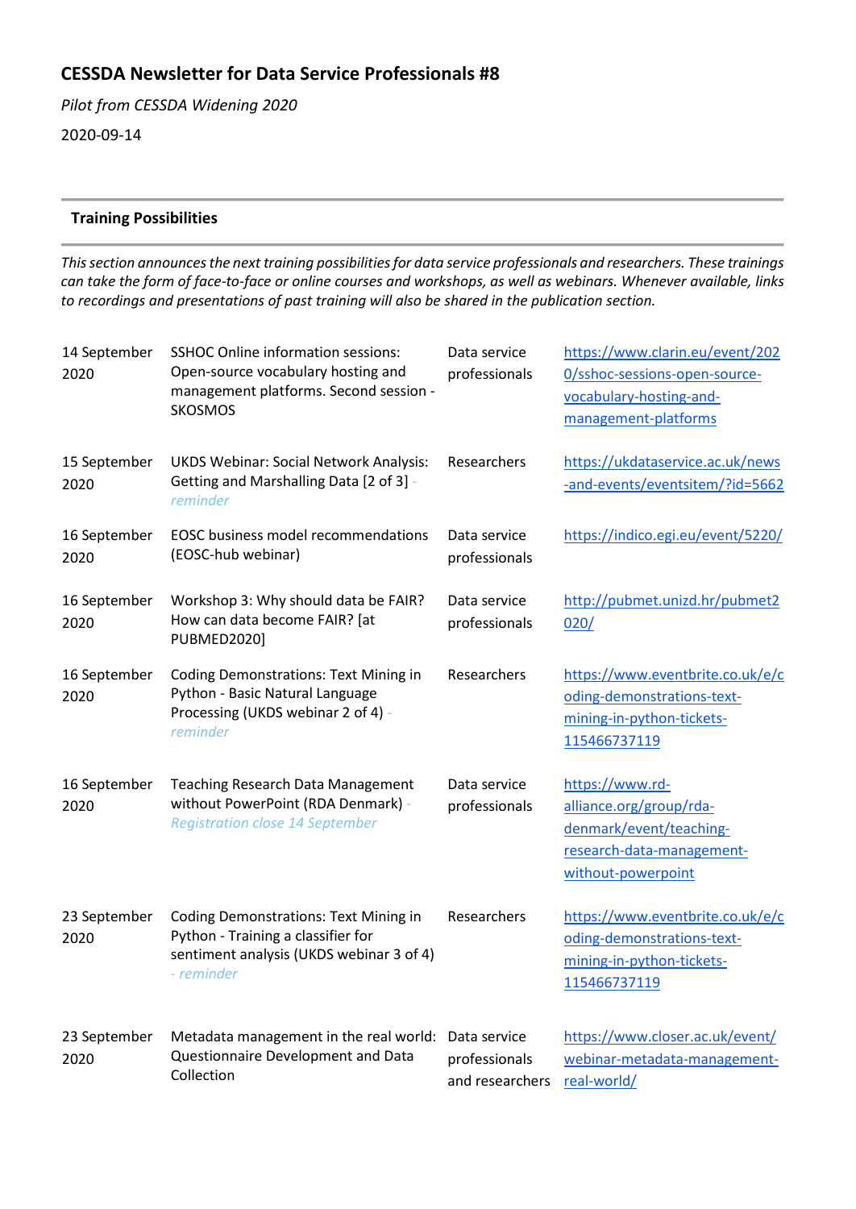# CESSDA Newsletter for Data Service Professionals #8

*Pilot from CESSDA Widening 2020*

2020-09-14

---

## Training Possibilities

---

*This section announces the next training possibilities for data service professionals and researchers. These trainings can take the form of face-to-face or online courses and workshops, as well as webinars. Whenever available, links to recordings and presentations of past training will also be shared in the publication section.*

| | | | |
|---|---|---|---|
| 14 September 2020 | SSHOC Online information sessions: Open-source vocabulary hosting and management platforms. Second session - SKOSMOS | Data service professionals | https://www.clarin.eu/event/2020/sshoc-sessions-open-source-vocabulary-hosting-and-management-platforms |
| 15 September 2020 | UKDS Webinar: Social Network Analysis: Getting and Marshalling Data [2 of 3] - *reminder* | Researchers | https://ukdataservice.ac.uk/news-and-events/eventsitem/?id=5662 |
| 16 September 2020 | EOSC business model recommendations (EOSC-hub webinar) | Data service professionals | https://indico.egi.eu/event/5220/ |
| 16 September 2020 | Workshop 3: Why should data be FAIR? How can data become FAIR? [at PUBMED2020] | Data service professionals | http://pubmet.unizd.hr/pubmet2020/ |
| 16 September 2020 | Coding Demonstrations: Text Mining in Python - Basic Natural Language Processing (UKDS webinar 2 of 4) - *reminder* | Researchers | https://www.eventbrite.co.uk/e/coding-demonstrations-text-mining-in-python-tickets-115466737119 |
| 16 September 2020 | Teaching Research Data Management without PowerPoint (RDA Denmark) - *Registration close 14 September* | Data service professionals | https://www.rd-alliance.org/group/rda-denmark/event/teaching-research-data-management-without-powerpoint |
| 23 September 2020 | Coding Demonstrations: Text Mining in Python - Training a classifier for sentiment analysis (UKDS webinar 3 of 4) *- reminder* | Researchers | https://www.eventbrite.co.uk/e/coding-demonstrations-text-mining-in-python-tickets-115466737119 |
| 23 September 2020 | Metadata management in the real world: Questionnaire Development and Data Collection | Data service professionals and researchers | https://www.closer.ac.uk/event/webinar-metadata-management-real-world/ |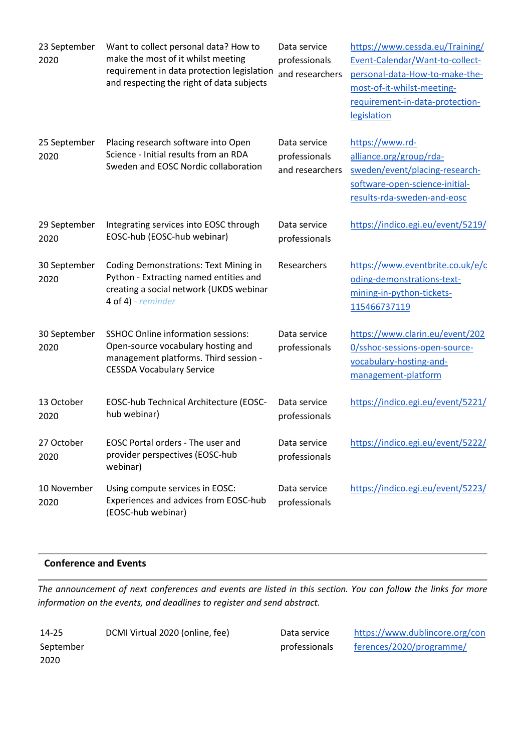| | | | |
|---|---|---|---|
| 23 September 2020 | Want to collect personal data? How to make the most of it whilst meeting requirement in data protection legislation and respecting the right of data subjects | Data service professionals and researchers | https://www.cessda.eu/Training/Event-Calendar/Want-to-collect-personal-data-How-to-make-the-most-of-it-whilst-meeting-requirement-in-data-protection-legislation |
| 25 September 2020 | Placing research software into Open Science - Initial results from an RDA Sweden and EOSC Nordic collaboration | Data service professionals and researchers | https://www.rd-alliance.org/group/rda-sweden/event/placing-research-software-open-science-initial-results-rda-sweden-and-eosc |
| 29 September 2020 | Integrating services into EOSC through EOSC-hub (EOSC-hub webinar) | Data service professionals | https://indico.egi.eu/event/5219/ |
| 30 September 2020 | Coding Demonstrations: Text Mining in Python - Extracting named entities and creating a social network (UKDS webinar 4 of 4) *- reminder* | Researchers | https://www.eventbrite.co.uk/e/coding-demonstrations-text-mining-in-python-tickets-115466737119 |
| 30 September 2020 | SSHOC Online information sessions: Open-source vocabulary hosting and management platforms. Third session - CESSDA Vocabulary Service | Data service professionals | https://www.clarin.eu/event/2020/sshoc-sessions-open-source-vocabulary-hosting-and-management-platform |
| 13 October 2020 | EOSC-hub Technical Architecture (EOSC-hub webinar) | Data service professionals | https://indico.egi.eu/event/5221/ |
| 27 October 2020 | EOSC Portal orders - The user and provider perspectives (EOSC-hub webinar) | Data service professionals | https://indico.egi.eu/event/5222/ |
| 10 November 2020 | Using compute services in EOSC: Experiences and advices from EOSC-hub (EOSC-hub webinar) | Data service professionals | https://indico.egi.eu/event/5223/ |

## Conference and Events

*The announcement of next conferences and events are listed in this section. You can follow the links for more information on the events, and deadlines to register and send abstract.*

| | | | |
|---|---|---|---|
| 14-25 September 2020 | DCMI Virtual 2020 (online, fee) | Data service professionals | https://www.dublincore.org/conferences/2020/programme/ |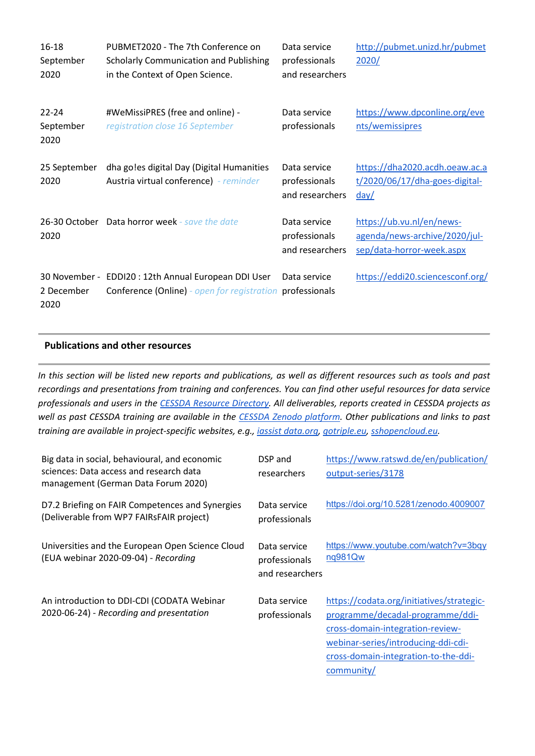| | | | |
|---|---|---|---|
| 16-18 September 2020 | PUBMET2020 - The 7th Conference on Scholarly Communication and Publishing in the Context of Open Science. | Data service professionals and researchers | http://pubmet.unizd.hr/pubmet2020/ |
| 22-24 September 2020 | #WeMissiPRES (free and online) - *registration close 16 September* | Data service professionals | https://www.dpconline.org/events/wemissipres |
| 25 September 2020 | dha go!es digital Day (Digital Humanities Austria virtual conference) *- reminder* | Data service professionals and researchers | https://dha2020.acdh.oeaw.ac.at/2020/06/17/dha-goes-digital-day/ |
| 26-30 October 2020 | Data horror week *- save the date* | Data service professionals and researchers | https://ub.vu.nl/en/news-agenda/news-archive/2020/jul-sep/data-horror-week.aspx |
| 30 November - 2 December 2020 | EDDI20 : 12th Annual European DDI User Conference (Online) *- open for registration* | Data service professionals | https://eddi20.sciencesconf.org/ |

## Publications and other resources

*In this section will be listed new reports and publications, as well as different resources such as tools and past recordings and presentations from training and conferences. You can find other useful resources for data service professionals and users in the [CESSDA Resource Directory](). All deliverables, reports created in CESSDA projects as well as past CESSDA training are available in the [CESSDA Zenodo platform](). Other publications and links to past training are available in project-specific websites, e.g., [iassist data.org](), [gotriple.eu](), [sshopencloud.eu]().*

| | | |
|---|---|---|
| Big data in social, behavioural, and economic sciences: Data access and research data management (German Data Forum 2020) | DSP and researchers | https://www.ratswd.de/en/publication/output-series/3178 |
| D7.2 Briefing on FAIR Competences and Synergies (Deliverable from WP7 FAIRsFAIR project) | Data service professionals | https://doi.org/10.5281/zenodo.4009007 |
| Universities and the European Open Science Cloud (EUA webinar 2020-09-04) - *Recording* | Data service professionals and researchers | https://www.youtube.com/watch?v=3bqynq981Qw |
| An introduction to DDI-CDI (CODATA Webinar 2020-06-24) - *Recording and presentation* | Data service professionals | https://codata.org/initiatives/strategic-programme/decadal-programme/ddi-cross-domain-integration-review-webinar-series/introducing-ddi-cdi-cross-domain-integration-to-the-ddi-community/ |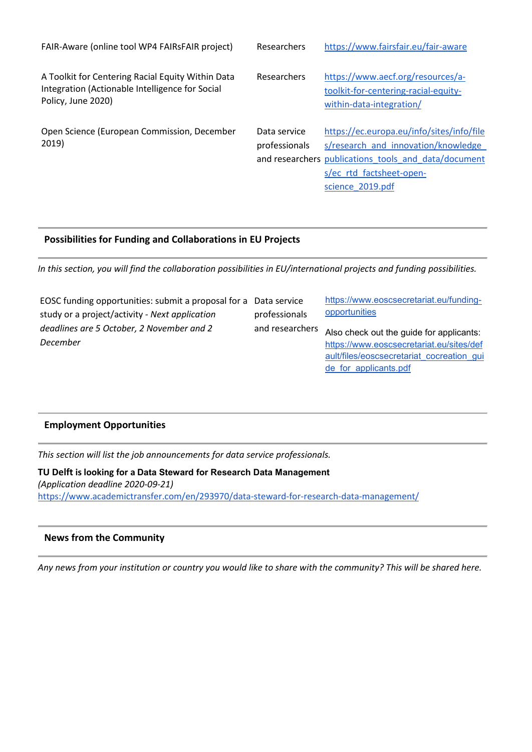| | | |
|---|---|---|
| FAIR-Aware (online tool WP4 FAIRsFAIR project) | Researchers | https://www.fairsfair.eu/fair-aware |
| A Toolkit for Centering Racial Equity Within Data Integration (Actionable Intelligence for Social Policy, June 2020) | Researchers | https://www.aecf.org/resources/a-toolkit-for-centering-racial-equity-within-data-integration/ |
| Open Science (European Commission, December 2019) | Data service professionals and researchers | https://ec.europa.eu/info/sites/info/files/research_and_innovation/knowledge_publications_tools_and_data/documents/ec_rtd_factsheet-open-science_2019.pdf |

## Possibilities for Funding and Collaborations in EU Projects

*In this section, you will find the collaboration possibilities in EU/international projects and funding possibilities.*

| | | |
|---|---|---|
| EOSC funding opportunities: submit a proposal for a study or a project/activity - *Next application deadlines are 5 October, 2 November and 2 December* | Data service professionals and researchers | https://www.eoscsecretariat.eu/funding-opportunities<br><br>Also check out the guide for applicants: https://www.eoscsecretariat.eu/sites/default/files/eoscsecretariat_cocreation_guide_for_applicants.pdf |

## Employment Opportunities

*This section will list the job announcements for data service professionals.*

**TU Delft is looking for a Data Steward for Research Data Management**
*(Application deadline 2020-09-21)*
https://www.academictransfer.com/en/293970/data-steward-for-research-data-management/

## News from the Community

*Any news from your institution or country you would like to share with the community? This will be shared here.*